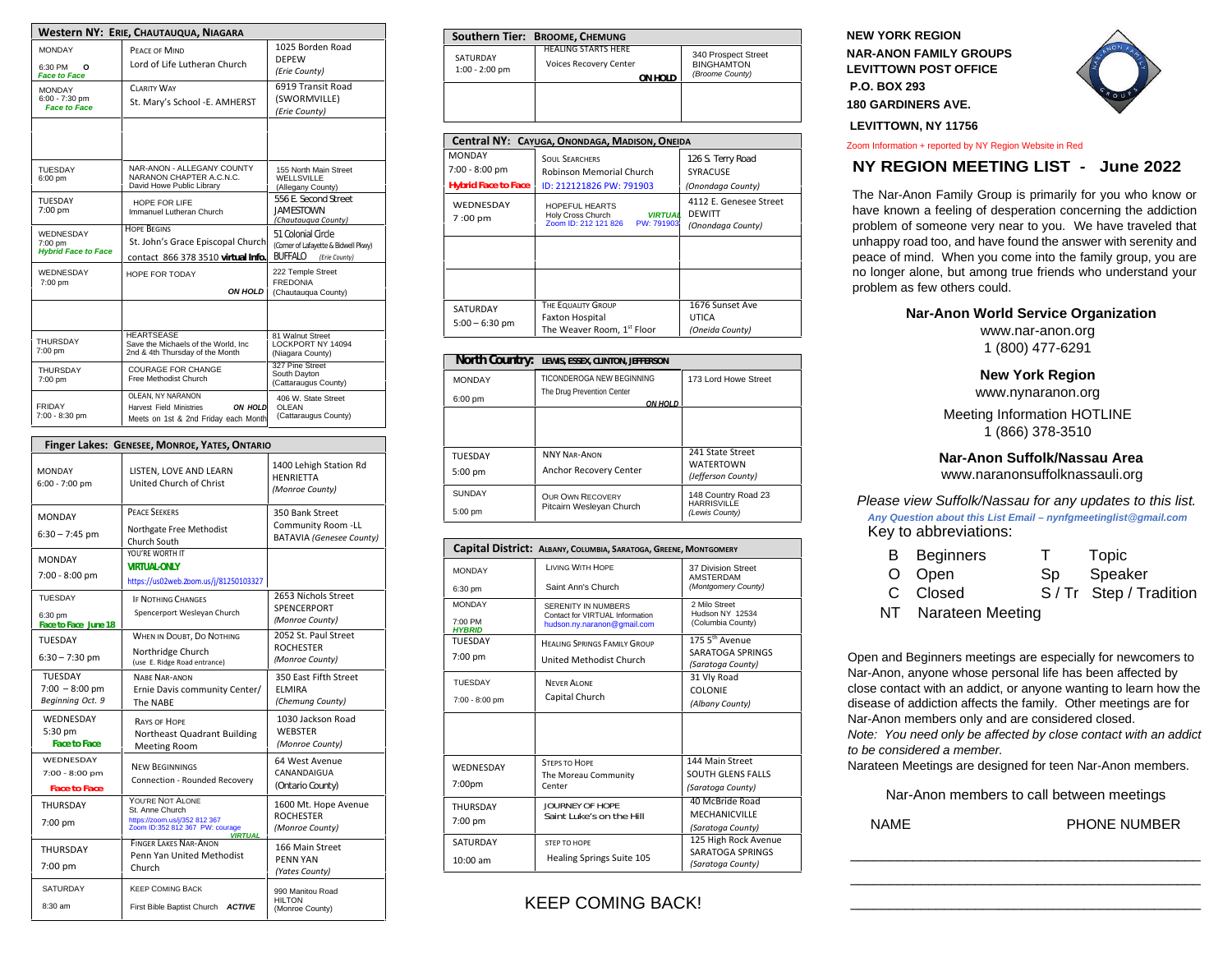## Western NY: Erie, Chautauqua, Niagara

| Day / Time | Group / Location | Address |
|---|---|---|
| MONDAY<br>6:30 PM O<br>*Face to Face* | Peace of Mind<br>Lord of Life Lutheran Church | 1025 Borden Road<br>DEPEW<br>*(Erie County)* |
| MONDAY<br>6:00 - 7:30 pm<br>*Face to Face* | Clarity Way<br>St. Mary's School -E. AMHERST | 6919 Transit Road<br>(SWORMVILLE)<br>*(Erie County)* |
| | | |
| TUESDAY<br>6:00 pm | NAR-ANON - ALLEGANY COUNTY<br>NARANON CHAPTER A.C.N.C.<br>David Howe Public Library | 155 North Main Street<br>WELLSVILLE<br>(Allegany County) |
| TUESDAY<br>7:00 pm | HOPE FOR LIFE<br>Immanuel Lutheran Church | 556 E. Second Street<br>JAMESTOWN<br>*(Chautauqua County)* |
| WEDNESDAY<br>7:00 pm<br>*Hybrid Face to Face* | Hope Begins<br>St. John's Grace Episcopal Church<br>contact 866 378 3510 **virtual Info.** | 51 Colonial Circle<br>(Corner of Lafayette & Bidwell Pkwy)<br>BUFFALO *(Erie County)* |
| WEDNESDAY<br>7:00 pm | HOPE FOR TODAY<br>***ON HOLD*** | 222 Temple Street<br>FREDONIA<br>(Chautauqua County) |
| | | |
| THURSDAY<br>7:00 pm | HEARTSEASE<br>Save the Michaels of the World, Inc<br>2nd & 4th Thursday of the Month | 81 Walnut Street<br>LOCKPORT NY 14094<br>(Niagara County) |
| THURSDAY<br>7:00 pm | COURAGE FOR CHANGE<br>Free Methodist Church | 327 Pine Street<br>South Dayton<br>(Cattaraugus County) |
| FRIDAY<br>7:00 - 8:30 pm | OLEAN, NY NARANON<br>Harvest Field Ministries ***ON HOLD***<br>Meets on 1st & 2nd Friday each Month | 406 W. State Street<br>OLEAN<br>(Cattaraugus County) |

## Finger Lakes: Genesee, Monroe, Yates, Ontario

| Day / Time | Group / Location | Address |
|---|---|---|
| MONDAY<br>6:00 - 7:00 pm | LISTEN, LOVE AND LEARN<br>United Church of Christ | 1400 Lehigh Station Rd<br>HENRIETTA<br>*(Monroe County)* |
| MONDAY<br>6:30 – 7:45 pm | Peace Seekers<br>Northgate Free Methodist Church South | 350 Bank Street<br>Community Room -LL<br>BATAVIA *(Genesee County)* |
| MONDAY<br>7:00 - 8:00 pm | YOU'RE WORTH IT<br>**VIRTUAL-ONLY**<br>https://us02web.zoom.us/j/81250103327 | |
| TUESDAY<br>6:30 pm<br>***Face to Face June 18*** | If Nothing Changes<br>Spencerport Wesleyan Church | 2653 Nichols Street<br>SPENCERPORT<br>*(Monroe County)* |
| TUESDAY<br>6:30 – 7:30 pm | When in Doubt, Do Nothing<br>Northridge Church<br>(use E. Ridge Road entrance) | 2052 St. Paul Street<br>ROCHESTER<br>*(Monroe County)* |
| TUESDAY<br>7:00 – 8:00 pm<br>*Beginning Oct. 9* | Nabe Nar-anon<br>Ernie Davis community Center/ The NABE | 350 East Fifth Street<br>ELMIRA<br>*(Chemung County)* |
| WEDNESDAY<br>5:30 pm<br>***Face to Face*** | Rays of Hope<br>Northeast Quadrant Building Meeting Room | 1030 Jackson Road<br>WEBSTER<br>*(Monroe County)* |
| WEDNESDAY<br>7:00 - 8:00 pm<br>***Face to Face*** | New Beginnings<br>Connection - Rounded Recovery | 64 West Avenue<br>CANANDAIGUA<br>(Ontario County) |
| THURSDAY<br>7:00 pm | YOU'RE NOT ALONE<br>St. Anne Church<br>https://zoom.us/j/352 812 367<br>Zoom ID:352 812 367 PW: courage<br>***VIRTUAL*** | 1600 Mt. Hope Avenue<br>ROCHESTER<br>*(Monroe County)* |
| THURSDAY<br>7:00 pm | Finger Lakes Nar-Anon<br>Penn Yan United Methodist Church | 166 Main Street<br>PENN YAN<br>*(Yates County)* |
| SATURDAY<br>8:30 am | Keep Coming Back<br>First Bible Baptist Church ***ACTIVE*** | 990 Manitou Road<br>HILTON<br>(Monroe County) |

## Southern Tier: Broome, Chemung

| Day / Time | Group / Location | Address |
|---|---|---|
| SATURDAY<br>1:00 - 2:00 pm | HEALING STARTS HERE<br>Voices Recovery Center<br>**ON HOLD** | 340 Prospect Street<br>BINGHAMTON<br>*(Broome County)* |
| | | |

## Central NY: Cayuga, Onondaga, Madison, Oneida

| Day / Time | Group / Location | Address |
|---|---|---|
| MONDAY<br>7:00 - 8:00 pm<br>***Hybrid Face to Face*** | Soul Searchers<br>Robinson Memorial Church<br>ID: 212121826 PW: 791903 | 126 S. Terry Road<br>SYRACUSE<br>*(Onondaga County)* |
| WEDNESDAY<br>7 :00 pm | HOPEFUL HEARTS<br>Holy Cross Church ***VIRTUAL***<br>Zoom ID: 212 121 826 PW: 791903 | 4112 E. Genesee Street<br>DEWITT<br>*(Onondaga County)* |
| | | |
| | | |
| SATURDAY<br>5:00 – 6:30 pm | The Equality Group<br>Faxton Hospital<br>The Weaver Room, 1st Floor | 1676 Sunset Ave<br>UTICA<br>*(Oneida County)* |

## North Country: Lewis, Essex, Clinton, Jefferson

| Day / Time | Group / Location | Address |
|---|---|---|
| MONDAY<br>6:00 pm | TICONDEROGA NEW BEGINNING<br>The Drug Prevention Center<br>***ON HOLD*** | 173 Lord Howe Street |
| | | |
| TUESDAY<br>5:00 pm | NNY Nar-Anon<br>Anchor Recovery Center | 241 State Street<br>WATERTOWN<br>*(Jefferson County)* |
| SUNDAY<br>5:00 pm | Our Own Recovery<br>Pitcairn Wesleyan Church | 148 Country Road 23<br>HARRISVILLE<br>*(Lewis County)* |

## Capital District: Albany, Columbia, Saratoga, Greene, Montgomery

| Day / Time | Group / Location | Address |
|---|---|---|
| MONDAY<br>6:30 pm | Living With Hope<br>Saint Ann's Church | 37 Division Street<br>AMSTERDAM<br>*(Montgomery County)* |
| MONDAY<br>7:00 PM<br>***HYBRID*** | SERENITY IN NUMBERS<br>Contact for VIRTUAL Information<br>hudson.ny.naranon@gmail.com | 2 Milo Street<br>Hudson NY 12534<br>(Columbia County) |
| TUESDAY<br>7:00 pm | Healing Springs Family Group<br>United Methodist Church | 175 5th Avenue<br>SARATOGA SPRINGS<br>*(Saratoga County)* |
| TUESDAY<br>7:00 - 8:00 pm | Never Alone<br>Capital Church | 31 Vly Road<br>COLONIE<br>*(Albany County)* |
| | | |
| WEDNESDAY<br>7:00pm | Steps to Hope<br>The Moreau Community Center | 144 Main Street<br>SOUTH GLENS FALLS<br>*(Saratoga County)* |
| THURSDAY<br>7:00 pm | JOURNEY OF HOPE<br>Saint Luke's on the Hill | 40 McBride Road<br>MECHANICVILLE<br>*(Saratoga County)* |
| SATURDAY<br>10:00 am | STEP TO HOPE<br>Healing Springs Suite 105 | 125 High Rock Avenue<br>SARATOGA SPRINGS<br>*(Saratoga County)* |

KEEP COMING BACK!

**NEW YORK REGION**
**NAR-ANON FAMILY GROUPS**
**LEVITTOWN POST OFFICE**
**P.O. BOX 293**
**180 GARDINERS AVE.**
**LEVITTOWN, NY 11756**

Zoom Information + reported by NY Region Website in Red

# NY REGION MEETING LIST - June 2022

The Nar-Anon Family Group is primarily for you who know or have known a feeling of desperation concerning the addiction problem of someone very near to you. We have traveled that unhappy road too, and have found the answer with serenity and peace of mind. When you come into the family group, you are no longer alone, but among true friends who understand your problem as few others could.

**Nar-Anon World Service Organization**
www.nar-anon.org
1 (800) 477-6291

**New York Region**
www.nynaranon.org

Meeting Information HOTLINE
1 (866) 378-3510

**Nar-Anon Suffolk/Nassau Area**
www.naranonsuffolknassauli.org

*Please view Suffolk/Nassau for any updates to this list.*
***Any Question about this List Email – nynfgmeetinglist@gmail.com***

Key to abbreviations:

| | | | |
|---|---|---|---|
| B | Beginners | T | Topic |
| O | Open | Sp | Speaker |
| C | Closed | S / Tr | Step / Tradition |
| NT | Narateen Meeting | | |

Open and Beginners meetings are especially for newcomers to Nar-Anon, anyone whose personal life has been affected by close contact with an addict, or anyone wanting to learn how the disease of addiction affects the family. Other meetings are for Nar-Anon members only and are considered closed.
*Note: You need only be affected by close contact with an addict to be considered a member.*
Narateen Meetings are designed for teen Nar-Anon members.

Nar-Anon members to call between meetings

| NAME | PHONE NUMBER |
|---|---|
| | |
| | |
| | |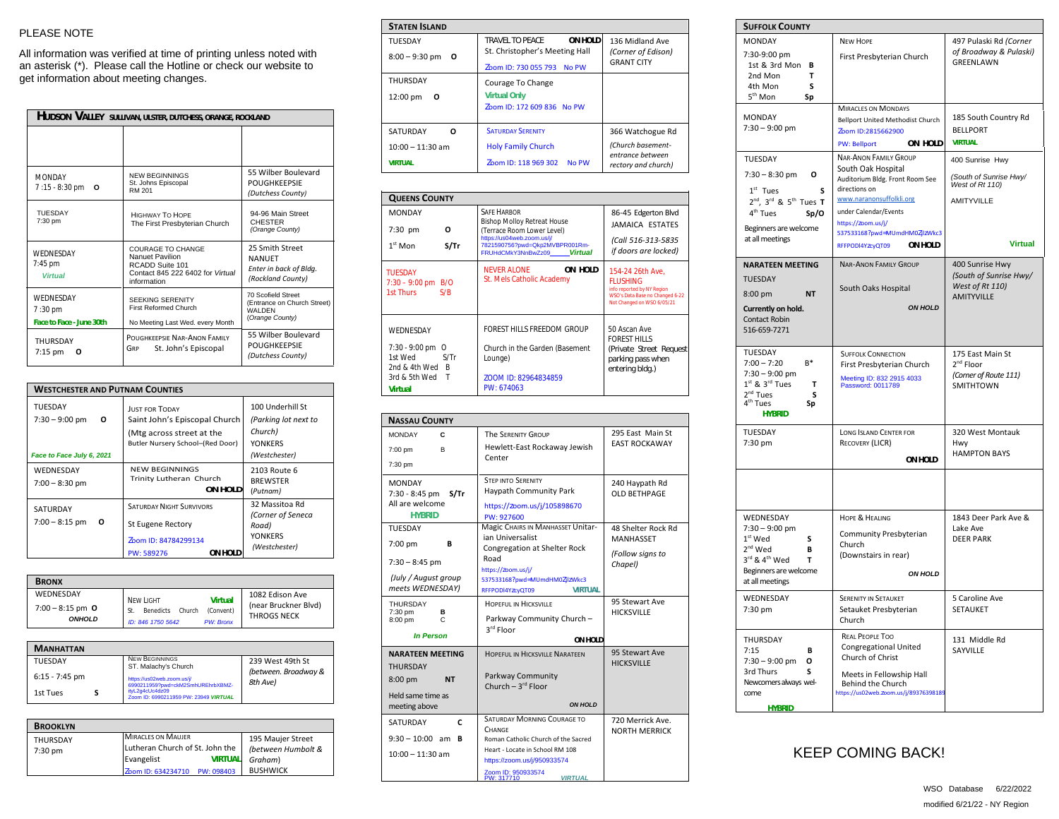PLEASE NOTE

All information was verified at time of printing unless noted with an asterisk (*). Please call the Hotline or check our website to get information about meeting changes.

| HUDSON VALLEY SULLIVAN, ULSTER, DUTCHESS, ORANGE, ROCKLAND | | |
|---|---|---|
| | | |
| MONDAY 7:15 - 8:30 pm O | NEW BEGINNINGS St. Johns Episcopal RM 201 | 55 Wilber Boulevard POUGHKEEPSIE (Dutchess County) |
| TUESDAY 7:30 pm | HIGHWAY TO HOPE The First Presbyterian Church | 94-96 Main Street CHESTER (Orange County) |
| WEDNESDAY 7:45 pm *Virtual* | COURAGE TO CHANGE Nanuet Pavilion RCADD Suite 101 Contact 845 222 6402 for *Virtual* information | 25 Smith Street NANUET *Enter in back of Bldg.* (Rockland County) |
| WEDNESDAY 7:30 pm **Face to Face - June 30th** | SEEKING SERENITY First Reformed Church No Meeting Last Wed. every Month | 70 Scofield Street (Entrance on Church Street) WALDEN (Orange County) |
| THURSDAY 7:15 pm O | POUGHKEEPSIE NAR-ANON FAMILY GRP St. John's Episcopal | 55 Wilber Boulevard POUGHKEEPSIE (Dutchess County) |

| WESTCHESTER AND PUTNAM COUNTIES | | |
|---|---|---|
| TUESDAY 7:30 – 9:00 pm O *Face to Face July 6, 2021* | JUST FOR TODAY Saint John's Episcopal Church (Mtg across street at the Butler Nursery School–(Red Door) | 100 Underhill St (Parking lot next to Church) YONKERS (Westchester) |
| WEDNESDAY 7:00 – 8:30 pm | NEW BEGINNINGS Trinity Lutheran Church **ON HOLD** | 2103 Route 6 BREWSTER (Putnam) |
| SATURDAY 7:00 – 8:15 pm O | SATURDAY NIGHT SURVIVORS St Eugene Rectory Zoom ID: 84784299134 PW: 589276 **ON HOLD** | 32 Massitoa Rd (Corner of Seneca Road) YONKERS (Westchester) |

| BRONX | | |
|---|---|---|
| WEDNESDAY 7:00 – 8:15 pm O ***ONHOLD*** | NEW LIGHT **Virtual** St. Benedicts Church (Convent) ID: 846 1750 5642 PW: Bronx | 1082 Edison Ave (near Bruckner Blvd) THROGS NECK |

| MANHATTAN | | |
|---|---|---|
| TUESDAY 6:15 - 7:45 pm 1st Tues S | NEW BEGINNINGS ST. Malachy's Church https://us02web.zoom.us/j/6990211959?pwd=ckM2SmhUREhrbXBMZ-ityL2g4cUc4dz09 Zoom ID: 6990211959 PW: 23949 *VIRTUAL* | 239 West 49th St (between. Broadway & 8th Ave) |

| BROOKLYN | | |
|---|---|---|
| THURSDAY 7:30 pm | MIRACLES ON MAUJER Lutheran Church of St. John the Evangelist **VIRTUAL** Zoom ID: 634234710 PW: 098403 | 195 Maujer Street (between Humbolt & Graham) BUSHWICK |

| STATEN ISLAND | | |
|---|---|---|
| TUESDAY 8:00 – 9:30 pm O | TRAVEL TO PEACE **ON HOLD** St. Christopher's Meeting Hall Zoom ID: 730 055 793 No PW | 136 Midland Ave (Corner of Edison) GRANT CITY |
| THURSDAY 12:00 pm O | Courage To Change **Virtual Only** Zoom ID: 172 609 836 No PW | |
| SATURDAY O 10:00 – 11:30 am **VIRTUAL** | SATURDAY SERENITY Holy Family Church Zoom ID: 118 969 302 No PW | 366 Watchogue Rd (Church basement- entrance between rectory and church) |

| QUEENS COUNTY | | |
|---|---|---|
| MONDAY 7:30 pm O 1st Mon S/Tr | SAFE HARBOR Bishop Molloy Retreat House (Terrace Room Lower Level) https://us04web.zoom.us/j/7821590756?pwd=Qkp2MVBPR001Rm-FRUHdCMkY3NnBwZz09 *Virtual* | 86-45 Edgerton Blvd JAMAICA ESTATES (Call 516-313-5835 if doors are locked) |
| TUESDAY 7:30 - 9:00 pm B/O 1st Thurs S/B | NEVER ALONE **ON HOLD** St. Mels Catholic Academy | 154-24 26th Ave, FLUSHING info reported by NY Region WSO's Data Base no Changed 6-22 Not Changed on WSO 6/05/21 |
| WEDNESDAY 7:30 - 9:00 pm O 1st Wed S/Tr 2nd & 4th Wed B 3rd & 5th Wed T **Virtual** | FOREST HILLS FREEDOM GROUP Church in the Garden (Basement Lounge) ZOOM ID: 82964834859 PW: 674063 | 50 Ascan Ave FOREST HILLS (Private Street Request parking pass when entering bldg.) |

| NASSAU COUNTY | | |
|---|---|---|
| MONDAY C 7:00 pm B 7:30 pm | The SERENITY GROUP Hewlett-East Rockaway Jewish Center | 295 East Main St EAST ROCKAWAY |
| MONDAY 7:30 - 8:45 pm S/Tr All are welcome **HYBRID** | STEP INTO SERENITY Haypath Community Park https://zoom.us/j/105898670 PW: 927600 | 240 Haypath Rd OLD BETHPAGE |
| TUESDAY 7:00 pm B 7:30 – 8:45 pm (July / August group meets WEDNESDAY) | Magic CHAIRS IN MANHASSET Unitarian Universalist Congregation at Shelter Rock Road https://zoom.us/j/5375331687pwd=MUmdHM0ZjlzWkc3RFFPODI4YzcyQT09 **VIRTUAL** | 48 Shelter Rock Rd MANHASSET (Follow signs to Chapel) |
| THURSDAY 7:30 pm B 8:00 pm C *In Person* | HOPEFUL IN HICKSVILLE Parkway Community Church – 3rd Floor **ON HOLD** | 95 Stewart Ave HICKSVILLE |
| **NARATEEN MEETING** THURSDAY 8:00 pm **NT** Held same time as meeting above | HOPEFUL IN HICKSVILLE NARATEEN Parkway Community Church – 3rd Floor ***ON HOLD*** | 95 Stewart Ave HICKSVILLE |
| SATURDAY C 9:30 – 10:00 am B 10:00 – 11:30 am | SATURDAY MORNING COURAGE TO CHANGE Roman Catholic Church of the Sacred Heart - Locate in School RM 108 https://zoom.us/j/950933574 Zoom ID: 950933574 PW: 317710 *VIRTUAL* | 720 Merrick Ave. NORTH MERRICK |

| SUFFOLK COUNTY | | |
|---|---|---|
| MONDAY 7:30-9:00 pm 1st & 3rd Mon B 2nd Mon T 4th Mon S 5th Mon Sp | NEW HOPE First Presbyterian Church | 497 Pulaski Rd (Corner of Broadway & Pulaski) GREENLAWN |
| MONDAY 7:30 – 9:00 pm | MIRACLES ON MONDAYS Bellport United Methodist Church Zoom ID:2815662900 PW: Bellport **ON HOLD** | 185 South Country Rd BELLPORT **VIRTUAL** |
| TUESDAY 7:30 – 8:30 pm O 1st Tues S 2nd, 3rd & 5th Tues T 4th Tues Sp/O Beginners are welcome at all meetings | NAR-ANON FAMILY GROUP South Oak Hospital Auditorium Bldg. Front Room See directions on www.naranonsuffolkli.org under Calendar/Events https://zoom.us/j/5375331687pwd=MUmdHM0ZjlzWkc3RFFPODI4YzcyQT09 **ON HOLD** | 400 Sunrise Hwy (South of Sunrise Hwy/ West of Rt 110) AMITYVILLE **Virtual** |
| **NARATEEN MEETING** TUESDAY 8:00 pm **NT** **Currently on hold.** Contact Robin 516-459-7271 | NAR-ANON FAMILY GROUP South Oaks Hospital ***ON HOLD*** | 400 Sunrise Hwy (South of Sunrise Hwy/ West of Rt 110) AMITYVILLE |
| TUESDAY 7:00 – 7:20 B* 7:30 – 9:00 pm 1st & 3rd Tues T 2nd Tues S 4th Tues Sp **HYBRID** | SUFFOLK CONNECTION First Presbyterian Church Meeting ID: 832 2915 4033 Password: 0011789 | 175 East Main St 2nd Floor (Corner of Route 111) SMITHTOWN |
| TUESDAY 7:30 pm | LONG ISLAND CENTER FOR RECOVERY (LICR) **ON HOLD** | 320 West Montauk Hwy HAMPTON BAYS |
| | | |
| WEDNESDAY 7:30 – 9:00 pm 1st Wed S 2nd Wed B 3rd & 4th Wed T Beginners are welcome at all meetings | HOPE & HEALING Community Presbyterian Church (Downstairs in rear) ***ON HOLD*** | 1843 Deer Park Ave & Lake Ave DEER PARK |
| WEDNESDAY 7:30 pm | SERENITY IN SETAUKET Setauket Presbyterian Church | 5 Caroline Ave SETAUKET |
| THURSDAY 7:15 B 7:30 – 9:00 pm O 3rd Thurs S Newcomers always welcome **HYBRID** | REAL PEOPLE TOO Congregational United Church of Christ Meets in Fellowship Hall Behind the Church https://us02web.zoom.us/j/89376398189 | 131 Middle Rd SAYVILLE |

KEEP COMING BACK!

WSO Database 6/22/2022

modified 6/21/22 - NY Region